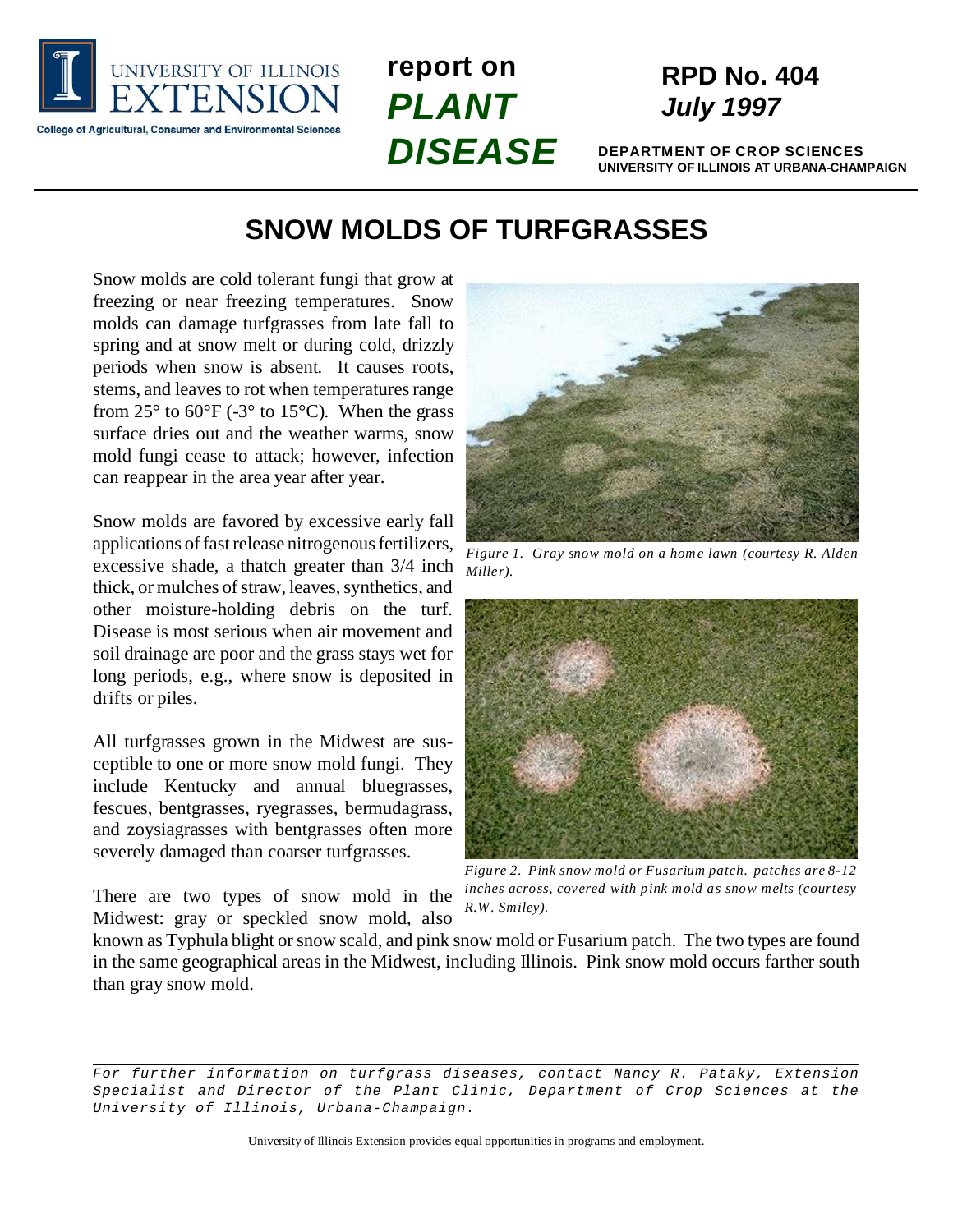report on **PLANT DISEASE**

**RPD No. 404**
***July 1997***

**DEPARTMENT OF CROP SCIENCES**
**UNIVERSITY OF ILLINOIS AT URBANA-CHAMPAIGN**

# SNOW MOLDS OF TURFGRASSES

Snow molds are cold tolerant fungi that grow at freezing or near freezing temperatures. Snow molds can damage turfgrasses from late fall to spring and at snow melt or during cold, drizzly periods when snow is absent. It causes roots, stems, and leaves to rot when temperatures range from 25° to 60°F (-3° to 15°C). When the grass surface dries out and the weather warms, snow mold fungi cease to attack; however, infection can reappear in the area year after year.

Snow molds are favored by excessive early fall applications of fast release nitrogenous fertilizers, excessive shade, a thatch greater than 3/4 inch thick, or mulches of straw, leaves, synthetics, and other moisture-holding debris on the turf. Disease is most serious when air movement and soil drainage are poor and the grass stays wet for long periods, e.g., where snow is deposited in drifts or piles.

All turfgrasses grown in the Midwest are susceptible to one or more snow mold fungi. They include Kentucky and annual bluegrasses, fescues, bentgrasses, ryegrasses, bermudagrass, and zoysiagrasses with bentgrasses often more severely damaged than coarser turfgrasses.

*Figure 1. Gray snow mold on a home lawn (courtesy R. Alden Miller).*

*Figure 2. Pink snow mold or Fusarium patch. patches are 8-12 inches across, covered with pink mold as snow melts (courtesy R.W. Smiley).*

There are two types of snow mold in the Midwest: gray or speckled snow mold, also known as Typhula blight or snow scald, and pink snow mold or Fusarium patch. The two types are found in the same geographical areas in the Midwest, including Illinois. Pink snow mold occurs farther south than gray snow mold.

---

*For further information on turfgrass diseases, contact Nancy R. Pataky, Extension Specialist and Director of the Plant Clinic, Department of Crop Sciences at the University of Illinois, Urbana-Champaign.*

University of Illinois Extension provides equal opportunities in programs and employment.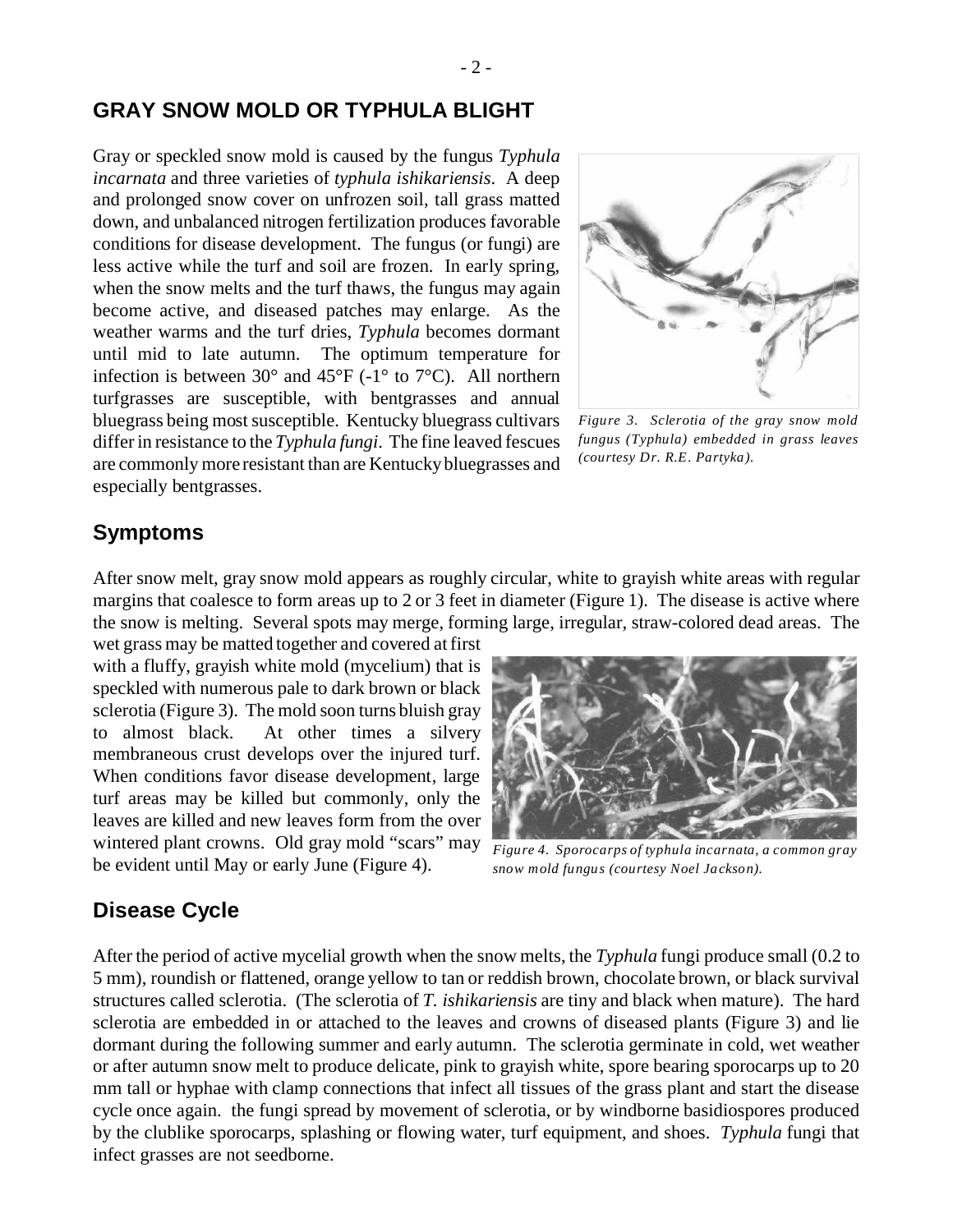## GRAY SNOW MOLD OR TYPHULA BLIGHT

Gray or speckled snow mold is caused by the fungus *Typhula incarnata* and three varieties of *typhula ishikariensis*. A deep and prolonged snow cover on unfrozen soil, tall grass matted down, and unbalanced nitrogen fertilization produces favorable conditions for disease development. The fungus (or fungi) are less active while the turf and soil are frozen. In early spring, when the snow melts and the turf thaws, the fungus may again become active, and diseased patches may enlarge. As the weather warms and the turf dries, *Typhula* becomes dormant until mid to late autumn. The optimum temperature for infection is between 30° and 45°F (-1° to 7°C). All northern turfgrasses are susceptible, with bentgrasses and annual bluegrass being most susceptible. Kentucky bluegrass cultivars differ in resistance to the *Typhula fungi*. The fine leaved fescues are commonly more resistant than are Kentucky bluegrasses and especially bentgrasses.

*Figure 3. Sclerotia of the gray snow mold fungus (Typhula) embedded in grass leaves (courtesy Dr. R.E. Partyka).*

## Symptoms

After snow melt, gray snow mold appears as roughly circular, white to grayish white areas with regular margins that coalesce to form areas up to 2 or 3 feet in diameter (Figure 1). The disease is active where the snow is melting. Several spots may merge, forming large, irregular, straw-colored dead areas. The wet grass may be matted together and covered at first with a fluffy, grayish white mold (mycelium) that is speckled with numerous pale to dark brown or black sclerotia (Figure 3). The mold soon turns bluish gray to almost black. At other times a silvery membraneous crust develops over the injured turf. When conditions favor disease development, large turf areas may be killed but commonly, only the leaves are killed and new leaves form from the over wintered plant crowns. Old gray mold "scars" may be evident until May or early June (Figure 4).

*Figure 4. Sporocarps of typhula incarnata, a common gray snow mold fungus (courtesy Noel Jackson).*

## Disease Cycle

After the period of active mycelial growth when the snow melts, the *Typhula* fungi produce small (0.2 to 5 mm), roundish or flattened, orange yellow to tan or reddish brown, chocolate brown, or black survival structures called sclerotia. (The sclerotia of *T. ishikariensis* are tiny and black when mature). The hard sclerotia are embedded in or attached to the leaves and crowns of diseased plants (Figure 3) and lie dormant during the following summer and early autumn. The sclerotia germinate in cold, wet weather or after autumn snow melt to produce delicate, pink to grayish white, spore bearing sporocarps up to 20 mm tall or hyphae with clamp connections that infect all tissues of the grass plant and start the disease cycle once again. the fungi spread by movement of sclerotia, or by windborne basidiospores produced by the clublike sporocarps, splashing or flowing water, turf equipment, and shoes. *Typhula* fungi that infect grasses are not seedborne.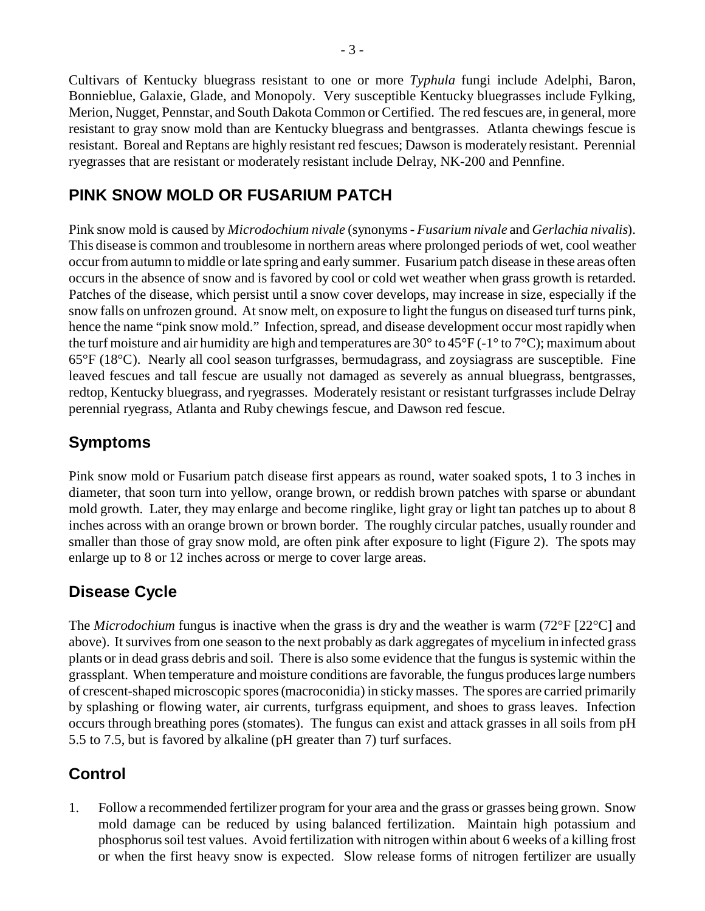Cultivars of Kentucky bluegrass resistant to one or more *Typhula* fungi include Adelphi, Baron, Bonnieblue, Galaxie, Glade, and Monopoly. Very susceptible Kentucky bluegrasses include Fylking, Merion, Nugget, Pennstar, and South Dakota Common or Certified. The red fescues are, in general, more resistant to gray snow mold than are Kentucky bluegrass and bentgrasses. Atlanta chewings fescue is resistant. Boreal and Reptans are highly resistant red fescues; Dawson is moderately resistant. Perennial ryegrasses that are resistant or moderately resistant include Delray, NK-200 and Pennfine.

## PINK SNOW MOLD OR FUSARIUM PATCH

Pink snow mold is caused by *Microdochium nivale* (synonyms - *Fusarium nivale* and *Gerlachia nivalis*). This disease is common and troublesome in northern areas where prolonged periods of wet, cool weather occur from autumn to middle or late spring and early summer. Fusarium patch disease in these areas often occurs in the absence of snow and is favored by cool or cold wet weather when grass growth is retarded. Patches of the disease, which persist until a snow cover develops, may increase in size, especially if the snow falls on unfrozen ground. At snow melt, on exposure to light the fungus on diseased turf turns pink, hence the name "pink snow mold." Infection, spread, and disease development occur most rapidly when the turf moisture and air humidity are high and temperatures are 30° to 45°F (-1° to 7°C); maximum about 65°F (18°C). Nearly all cool season turfgrasses, bermudagrass, and zoysiagrass are susceptible. Fine leaved fescues and tall fescue are usually not damaged as severely as annual bluegrass, bentgrasses, redtop, Kentucky bluegrass, and ryegrasses. Moderately resistant or resistant turfgrasses include Delray perennial ryegrass, Atlanta and Ruby chewings fescue, and Dawson red fescue.

## Symptoms

Pink snow mold or Fusarium patch disease first appears as round, water soaked spots, 1 to 3 inches in diameter, that soon turn into yellow, orange brown, or reddish brown patches with sparse or abundant mold growth. Later, they may enlarge and become ringlike, light gray or light tan patches up to about 8 inches across with an orange brown or brown border. The roughly circular patches, usually rounder and smaller than those of gray snow mold, are often pink after exposure to light (Figure 2). The spots may enlarge up to 8 or 12 inches across or merge to cover large areas.

## Disease Cycle

The *Microdochium* fungus is inactive when the grass is dry and the weather is warm (72°F [22°C] and above). It survives from one season to the next probably as dark aggregates of mycelium in infected grass plants or in dead grass debris and soil. There is also some evidence that the fungus is systemic within the grassplant. When temperature and moisture conditions are favorable, the fungus produces large numbers of crescent-shaped microscopic spores (macroconidia) in sticky masses. The spores are carried primarily by splashing or flowing water, air currents, turfgrass equipment, and shoes to grass leaves. Infection occurs through breathing pores (stomates). The fungus can exist and attack grasses in all soils from pH 5.5 to 7.5, but is favored by alkaline (pH greater than 7) turf surfaces.

## Control

1. Follow a recommended fertilizer program for your area and the grass or grasses being grown. Snow mold damage can be reduced by using balanced fertilization. Maintain high potassium and phosphorus soil test values. Avoid fertilization with nitrogen within about 6 weeks of a killing frost or when the first heavy snow is expected. Slow release forms of nitrogen fertilizer are usually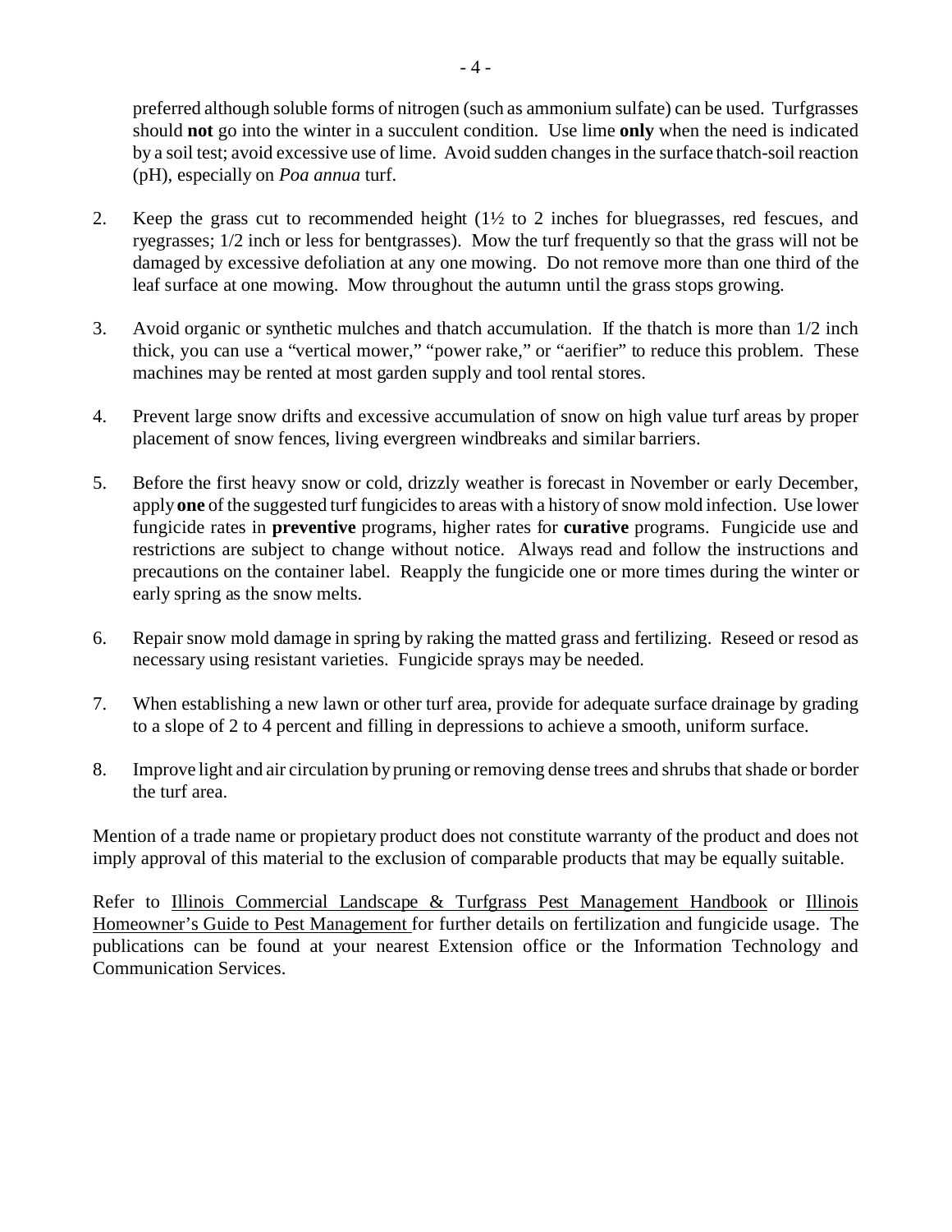preferred although soluble forms of nitrogen (such as ammonium sulfate) can be used. Turfgrasses should **not** go into the winter in a succulent condition. Use lime **only** when the need is indicated by a soil test; avoid excessive use of lime. Avoid sudden changes in the surface thatch-soil reaction (pH), especially on *Poa annua* turf.

2. Keep the grass cut to recommended height (1½ to 2 inches for bluegrasses, red fescues, and ryegrasses; 1/2 inch or less for bentgrasses). Mow the turf frequently so that the grass will not be damaged by excessive defoliation at any one mowing. Do not remove more than one third of the leaf surface at one mowing. Mow throughout the autumn until the grass stops growing.

3. Avoid organic or synthetic mulches and thatch accumulation. If the thatch is more than 1/2 inch thick, you can use a "vertical mower," "power rake," or "aerifier" to reduce this problem. These machines may be rented at most garden supply and tool rental stores.

4. Prevent large snow drifts and excessive accumulation of snow on high value turf areas by proper placement of snow fences, living evergreen windbreaks and similar barriers.

5. Before the first heavy snow or cold, drizzly weather is forecast in November or early December, apply **one** of the suggested turf fungicides to areas with a history of snow mold infection. Use lower fungicide rates in **preventive** programs, higher rates for **curative** programs. Fungicide use and restrictions are subject to change without notice. Always read and follow the instructions and precautions on the container label. Reapply the fungicide one or more times during the winter or early spring as the snow melts.

6. Repair snow mold damage in spring by raking the matted grass and fertilizing. Reseed or resod as necessary using resistant varieties. Fungicide sprays may be needed.

7. When establishing a new lawn or other turf area, provide for adequate surface drainage by grading to a slope of 2 to 4 percent and filling in depressions to achieve a smooth, uniform surface.

8. Improve light and air circulation by pruning or removing dense trees and shrubs that shade or border the turf area.

Mention of a trade name or propietary product does not constitute warranty of the product and does not imply approval of this material to the exclusion of comparable products that may be equally suitable.

Refer to Illinois Commercial Landscape & Turfgrass Pest Management Handbook or Illinois Homeowner's Guide to Pest Management for further details on fertilization and fungicide usage. The publications can be found at your nearest Extension office or the Information Technology and Communication Services.